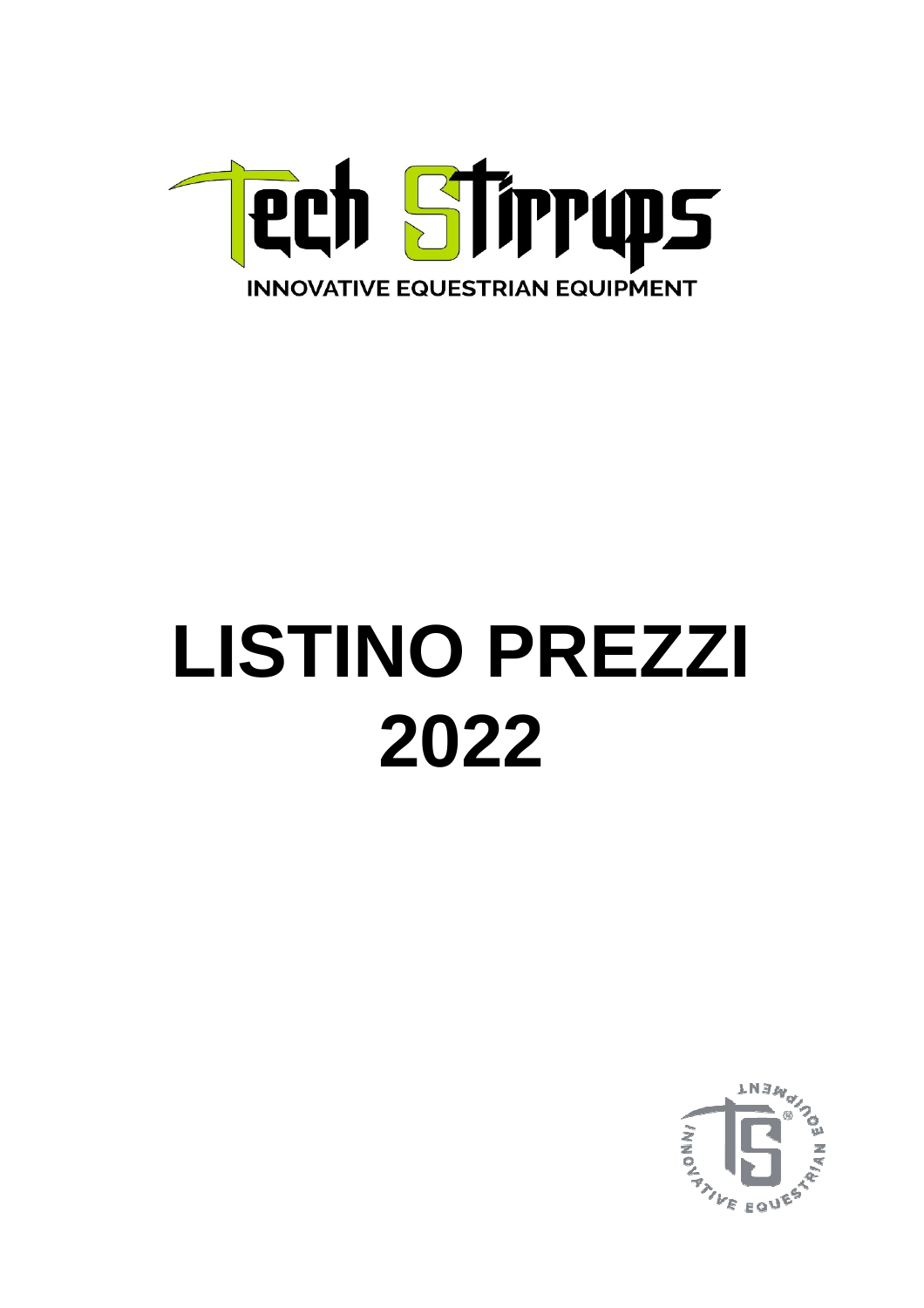Tech Stirrups

INNOVATIVE EQUESTRIAN EQUIPMENT

# LISTINO PREZZI 2022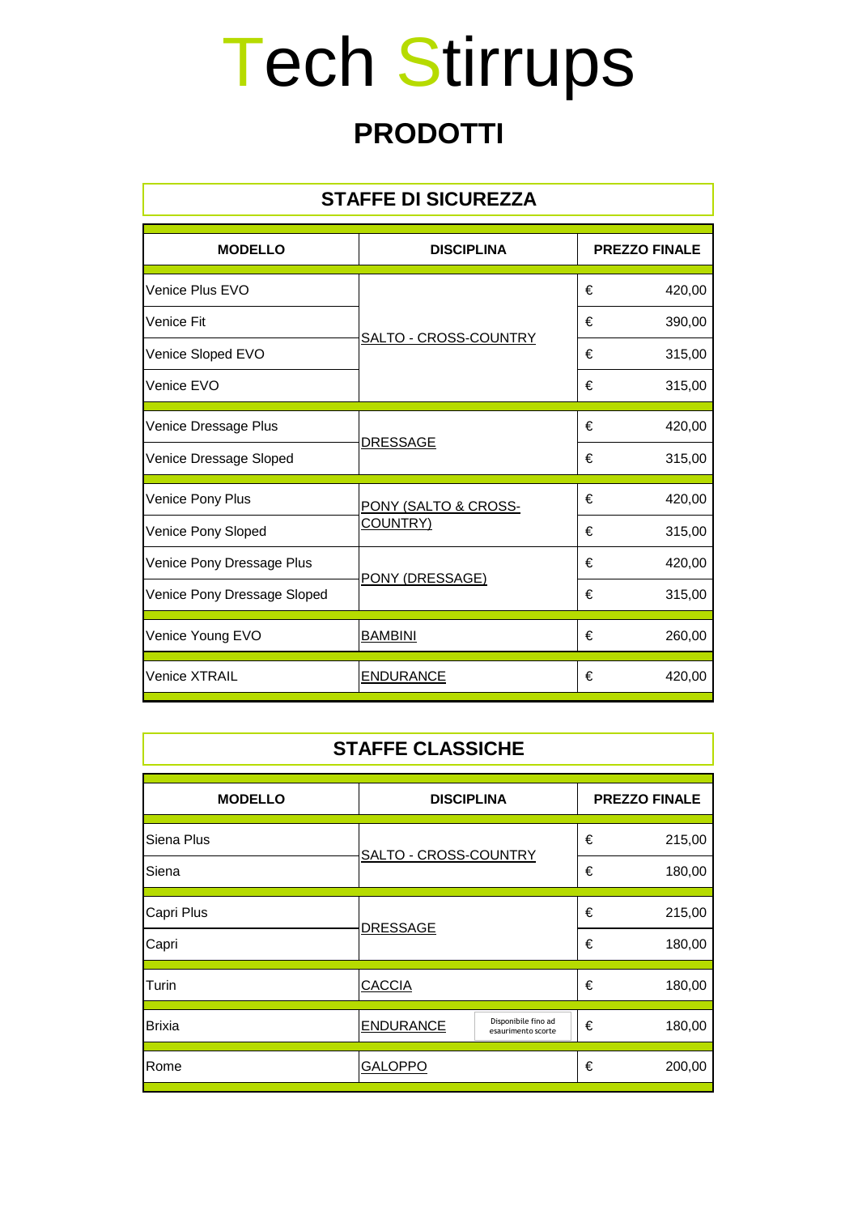# Tech Stirrups

## PRODOTTI

### STAFFE DI SICUREZZA

| MODELLO | DISCIPLINA | PREZZO FINALE |
|---|---|---|
| Venice Plus EVO | SALTO - CROSS-COUNTRY | € 420,00 |
| Venice Fit | | € 390,00 |
| Venice Sloped EVO | | € 315,00 |
| Venice EVO | | € 315,00 |
| Venice Dressage Plus | DRESSAGE | € 420,00 |
| Venice Dressage Sloped | | € 315,00 |
| Venice Pony Plus | PONY (SALTO & CROSS-COUNTRY) | € 420,00 |
| Venice Pony Sloped | | € 315,00 |
| Venice Pony Dressage Plus | PONY (DRESSAGE) | € 420,00 |
| Venice Pony Dressage Sloped | | € 315,00 |
| Venice Young EVO | BAMBINI | € 260,00 |
| Venice XTRAIL | ENDURANCE | € 420,00 |

### STAFFE CLASSICHE

| MODELLO | DISCIPLINA | PREZZO FINALE |
|---|---|---|
| Siena Plus | SALTO - CROSS-COUNTRY | € 215,00 |
| Siena | | € 180,00 |
| Capri Plus | DRESSAGE | € 215,00 |
| Capri | | € 180,00 |
| Turin | CACCIA | € 180,00 |
| Brixia | ENDURANCE (Disponibile fino ad esaurimento scorte) | € 180,00 |
| Rome | GALOPPO | € 200,00 |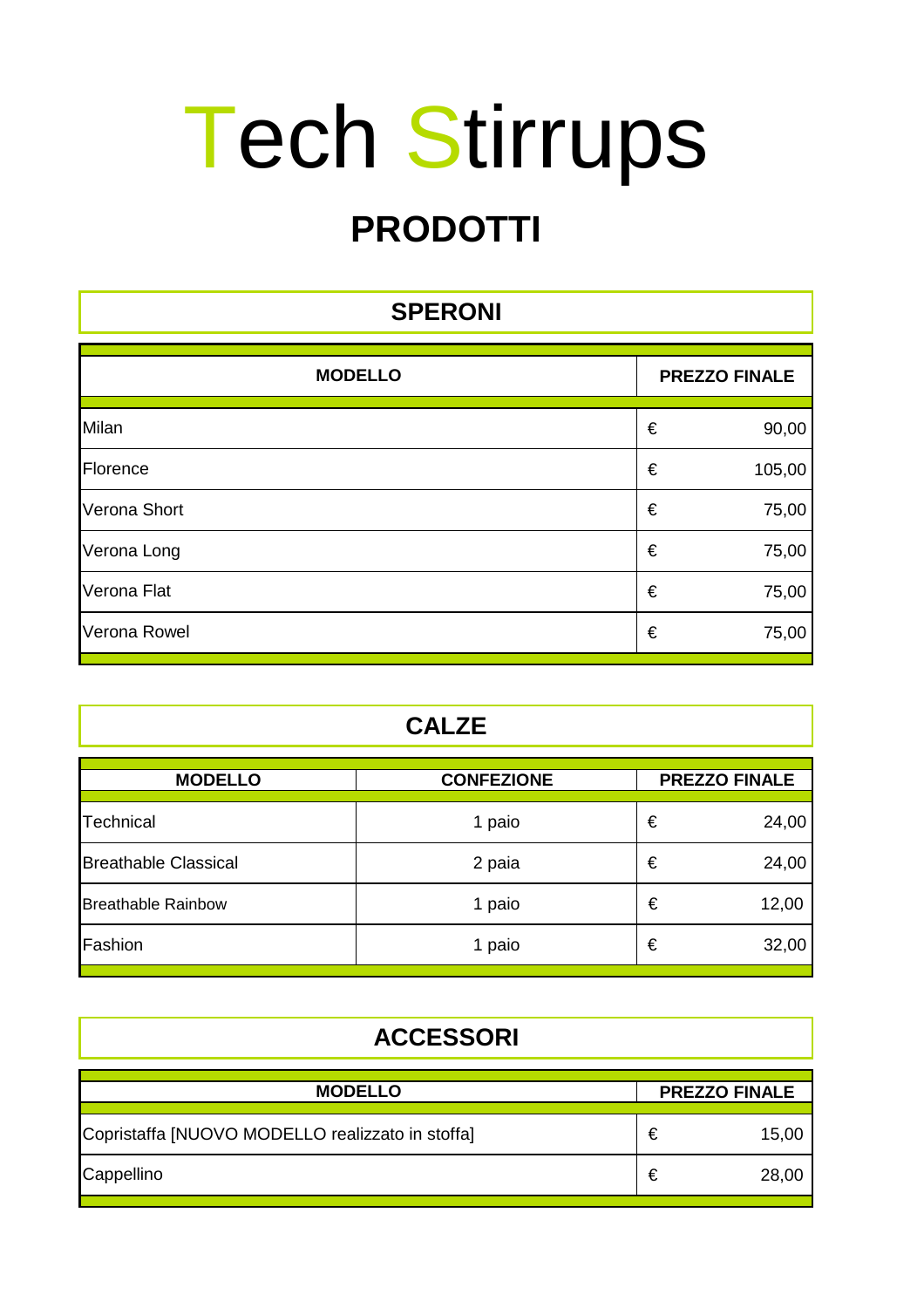# Tech Stirrups

## PRODOTTI

### SPERONI

| MODELLO | PREZZO FINALE |
|---|---|
| Milan | € 90,00 |
| Florence | € 105,00 |
| Verona Short | € 75,00 |
| Verona Long | € 75,00 |
| Verona Flat | € 75,00 |
| Verona Rowel | € 75,00 |

### CALZE

| MODELLO | CONFEZIONE | PREZZO FINALE |
|---|---|---|
| Technical | 1 paio | € 24,00 |
| Breathable Classical | 2 paia | € 24,00 |
| Breathable Rainbow | 1 paio | € 12,00 |
| Fashion | 1 paio | € 32,00 |

### ACCESSORI

| MODELLO | PREZZO FINALE |
|---|---|
| Copristaffa [NUOVO MODELLO realizzato in stoffa] | € 15,00 |
| Cappellino | € 28,00 |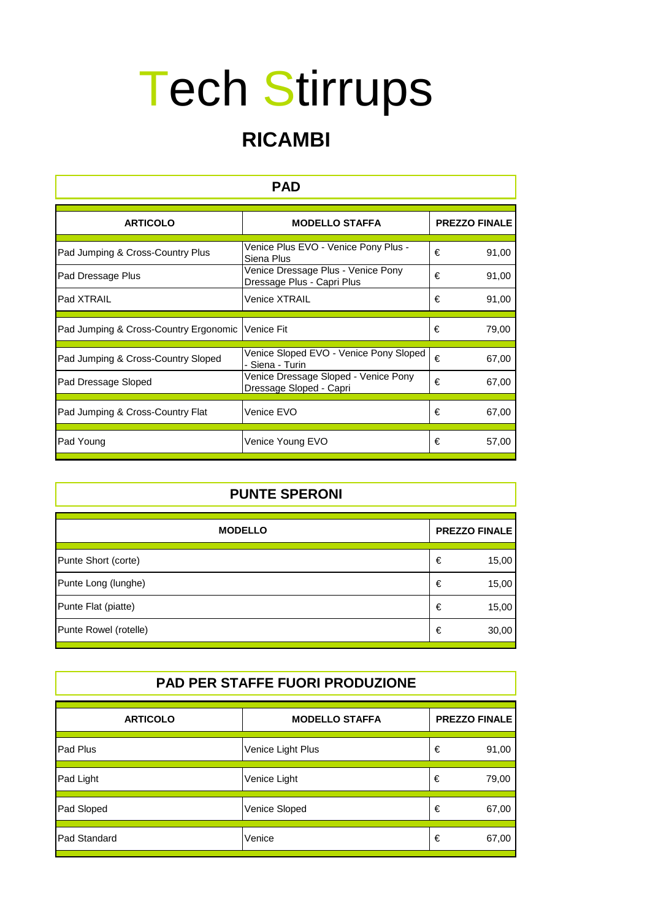# Tech Stirrups

## RICAMBI

### PAD

| ARTICOLO | MODELLO STAFFA | PREZZO FINALE |
|---|---|---|
| Pad Jumping & Cross-Country Plus | Venice Plus EVO - Venice Pony Plus - Siena Plus | € 91,00 |
| Pad Dressage Plus | Venice Dressage Plus - Venice Pony Dressage Plus - Capri Plus | € 91,00 |
| Pad XTRAIL | Venice XTRAIL | € 91,00 |
| Pad Jumping & Cross-Country Ergonomic | Venice Fit | € 79,00 |
| Pad Jumping & Cross-Country Sloped | Venice Sloped EVO - Venice Pony Sloped - Siena - Turin | € 67,00 |
| Pad Dressage Sloped | Venice Dressage Sloped - Venice Pony Dressage Sloped - Capri | € 67,00 |
| Pad Jumping & Cross-Country Flat | Venice EVO | € 67,00 |
| Pad Young | Venice Young EVO | € 57,00 |

### PUNTE SPERONI

| MODELLO | PREZZO FINALE |
|---|---|
| Punte Short (corte) | € 15,00 |
| Punte Long (lunghe) | € 15,00 |
| Punte Flat (piatte) | € 15,00 |
| Punte Rowel (rotelle) | € 30,00 |

### PAD PER STAFFE FUORI PRODUZIONE

| ARTICOLO | MODELLO STAFFA | PREZZO FINALE |
|---|---|---|
| Pad Plus | Venice Light Plus | € 91,00 |
| Pad Light | Venice Light | € 79,00 |
| Pad Sloped | Venice Sloped | € 67,00 |
| Pad Standard | Venice | € 67,00 |